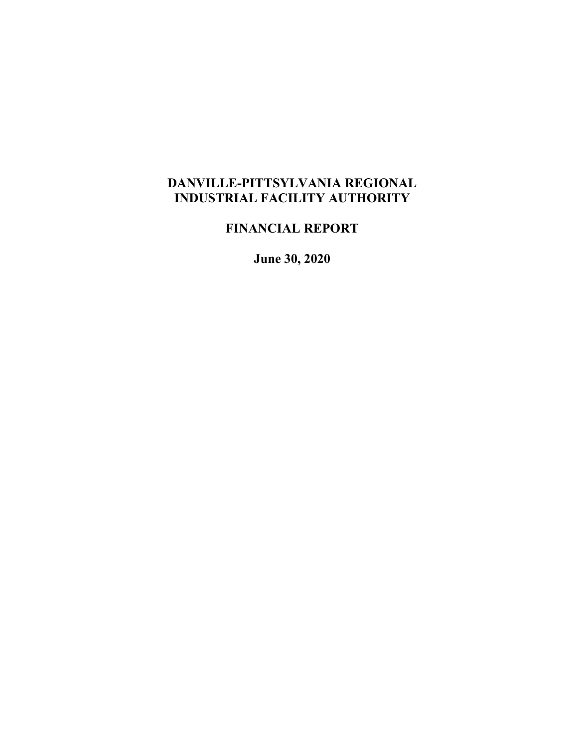# DANVILLE-PITTSYLVANIA REGIONAL INDUSTRIAL FACILITY AUTHORITY

## FINANCIAL REPORT

**June 30, 2020**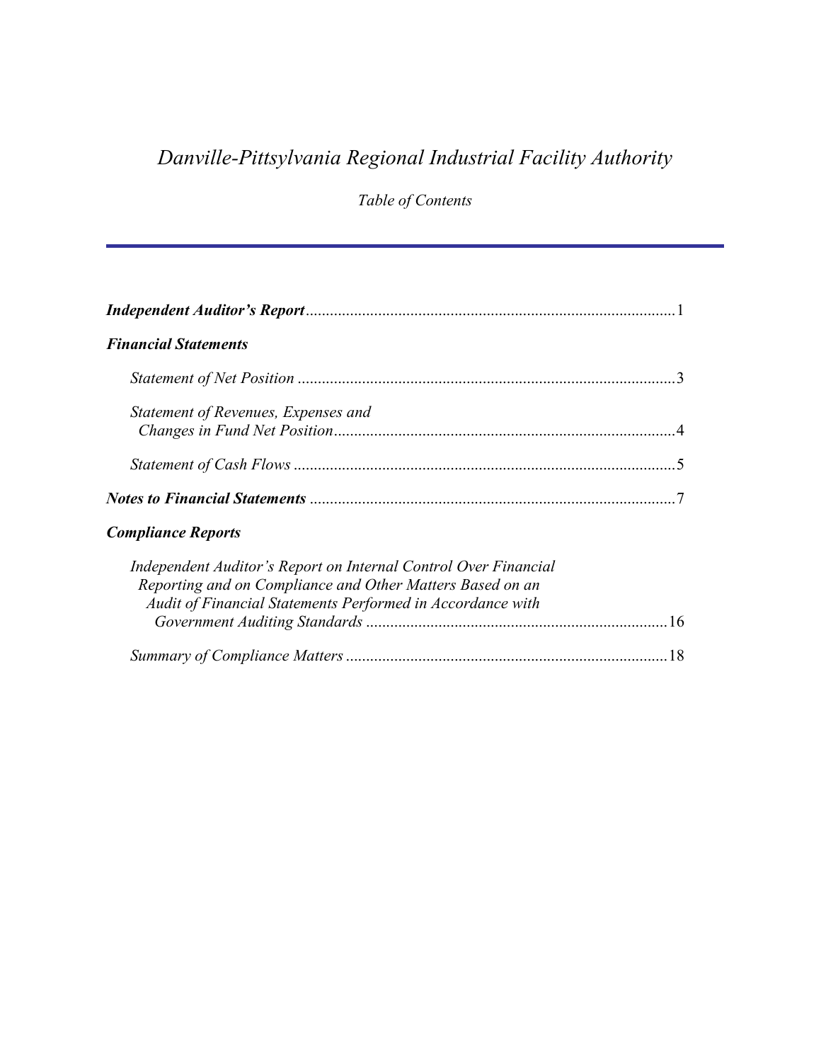# *Danville-Pittsylvania Regional Industrial Facility Authority*

*Table of Contents*

---

| | |
|---|---|
| ***Independent Auditor's Report*** | 1 |
| ***Financial Statements*** | |
| *Statement of Net Position* | 3 |
| *Statement of Revenues, Expenses and Changes in Fund Net Position* | 4 |
| *Statement of Cash Flows* | 5 |
| ***Notes to Financial Statements*** | 7 |
| ***Compliance Reports*** | |
| *Independent Auditor's Report on Internal Control Over Financial Reporting and on Compliance and Other Matters Based on an Audit of Financial Statements Performed in Accordance with Government Auditing Standards* | 16 |
| *Summary of Compliance Matters* | 18 |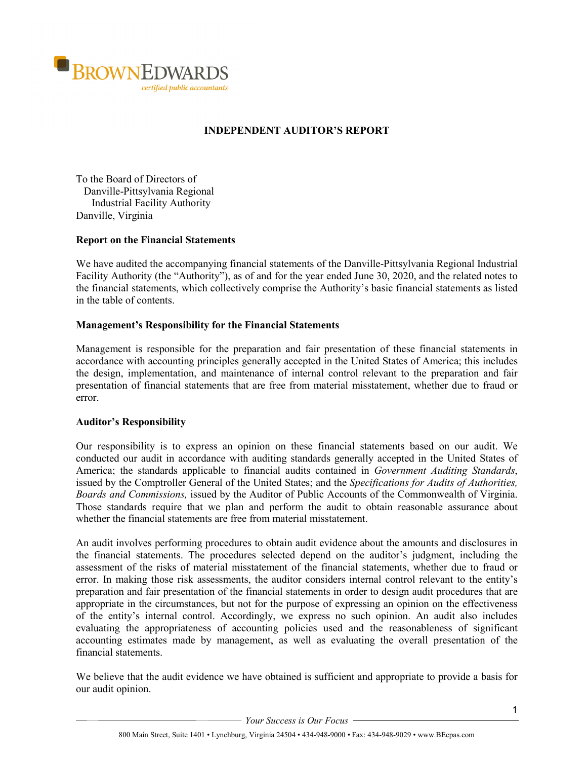BROWNEDWARDS

*certified public accountants*

## INDEPENDENT AUDITOR'S REPORT

To the Board of Directors of
Danville-Pittsylvania Regional
Industrial Facility Authority
Danville, Virginia

### Report on the Financial Statements

We have audited the accompanying financial statements of the Danville-Pittsylvania Regional Industrial Facility Authority (the "Authority"), as of and for the year ended June 30, 2020, and the related notes to the financial statements, which collectively comprise the Authority's basic financial statements as listed in the table of contents.

### Management's Responsibility for the Financial Statements

Management is responsible for the preparation and fair presentation of these financial statements in accordance with accounting principles generally accepted in the United States of America; this includes the design, implementation, and maintenance of internal control relevant to the preparation and fair presentation of financial statements that are free from material misstatement, whether due to fraud or error.

### Auditor's Responsibility

Our responsibility is to express an opinion on these financial statements based on our audit. We conducted our audit in accordance with auditing standards generally accepted in the United States of America; the standards applicable to financial audits contained in *Government Auditing Standards*, issued by the Comptroller General of the United States; and the *Specifications for Audits of Authorities, Boards and Commissions,* issued by the Auditor of Public Accounts of the Commonwealth of Virginia. Those standards require that we plan and perform the audit to obtain reasonable assurance about whether the financial statements are free from material misstatement.

An audit involves performing procedures to obtain audit evidence about the amounts and disclosures in the financial statements. The procedures selected depend on the auditor's judgment, including the assessment of the risks of material misstatement of the financial statements, whether due to fraud or error. In making those risk assessments, the auditor considers internal control relevant to the entity's preparation and fair presentation of the financial statements in order to design audit procedures that are appropriate in the circumstances, but not for the purpose of expressing an opinion on the effectiveness of the entity's internal control. Accordingly, we express no such opinion. An audit also includes evaluating the appropriateness of accounting policies used and the reasonableness of significant accounting estimates made by management, as well as evaluating the overall presentation of the financial statements.

We believe that the audit evidence we have obtained is sufficient and appropriate to provide a basis for our audit opinion.

*Your Success is Our Focus*

800 Main Street, Suite 1401 • Lynchburg, Virginia 24504 • 434-948-9000 • Fax: 434-948-9029 • www.BEcpas.com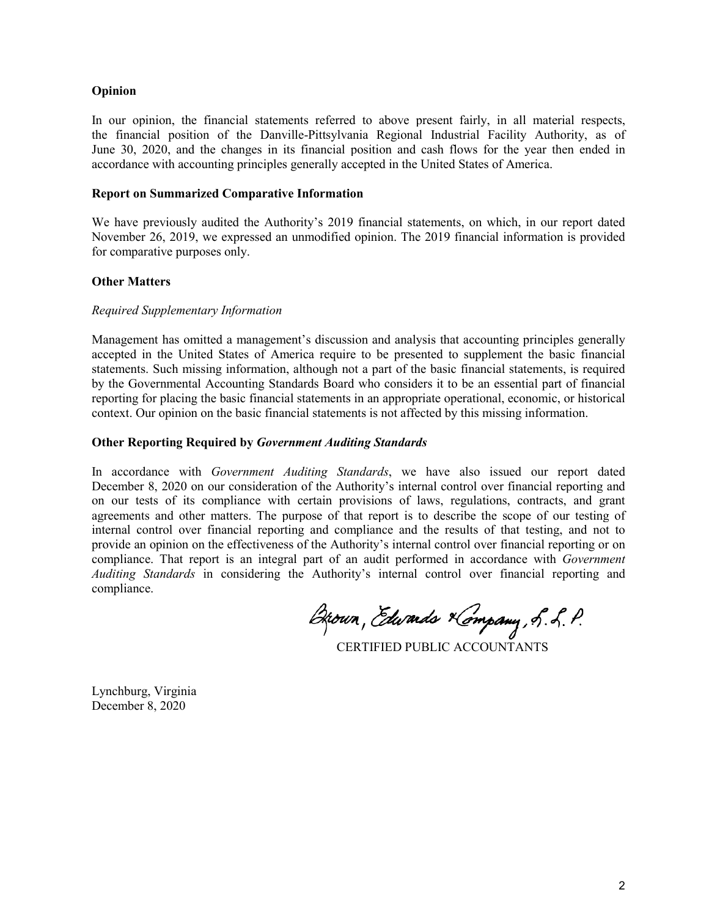**Opinion**

In our opinion, the financial statements referred to above present fairly, in all material respects, the financial position of the Danville-Pittsylvania Regional Industrial Facility Authority, as of June 30, 2020, and the changes in its financial position and cash flows for the year then ended in accordance with accounting principles generally accepted in the United States of America.

**Report on Summarized Comparative Information**

We have previously audited the Authority's 2019 financial statements, on which, in our report dated November 26, 2019, we expressed an unmodified opinion. The 2019 financial information is provided for comparative purposes only.

**Other Matters**

*Required Supplementary Information*

Management has omitted a management's discussion and analysis that accounting principles generally accepted in the United States of America require to be presented to supplement the basic financial statements. Such missing information, although not a part of the basic financial statements, is required by the Governmental Accounting Standards Board who considers it to be an essential part of financial reporting for placing the basic financial statements in an appropriate operational, economic, or historical context. Our opinion on the basic financial statements is not affected by this missing information.

**Other Reporting Required by *Government Auditing Standards***

In accordance with *Government Auditing Standards*, we have also issued our report dated December 8, 2020 on our consideration of the Authority's internal control over financial reporting and on our tests of its compliance with certain provisions of laws, regulations, contracts, and grant agreements and other matters. The purpose of that report is to describe the scope of our testing of internal control over financial reporting and compliance and the results of that testing, and not to provide an opinion on the effectiveness of the Authority's internal control over financial reporting or on compliance. That report is an integral part of an audit performed in accordance with *Government Auditing Standards* in considering the Authority's internal control over financial reporting and compliance.

Brown, Edwards & Company, S. L. P.

CERTIFIED PUBLIC ACCOUNTANTS

Lynchburg, Virginia
December 8, 2020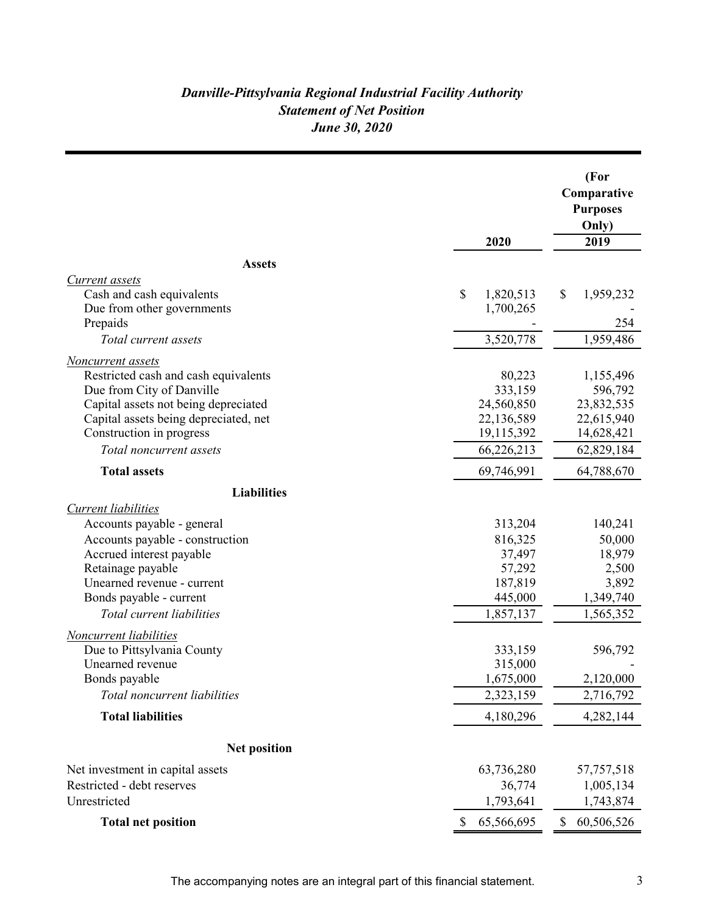*Danville-Pittsylvania Regional Industrial Facility Authority*
*Statement of Net Position*
*June 30, 2020*

| | 2020 | (For Comparative Purposes Only) 2019 |
|---|---|---|
| **Assets** | | |
| *Current assets* | | |
| Cash and cash equivalents | $ 1,820,513 | $ 1,959,232 |
| Due from other governments | 1,700,265 | - |
| Prepaids | - | 254 |
| *Total current assets* | 3,520,778 | 1,959,486 |
| *Noncurrent assets* | | |
| Restricted cash and cash equivalents | 80,223 | 1,155,496 |
| Due from City of Danville | 333,159 | 596,792 |
| Capital assets not being depreciated | 24,560,850 | 23,832,535 |
| Capital assets being depreciated, net | 22,136,589 | 22,615,940 |
| Construction in progress | 19,115,392 | 14,628,421 |
| *Total noncurrent assets* | 66,226,213 | 62,829,184 |
| **Total assets** | 69,746,991 | 64,788,670 |
| **Liabilities** | | |
| *Current liabilities* | | |
| Accounts payable - general | 313,204 | 140,241 |
| Accounts payable - construction | 816,325 | 50,000 |
| Accrued interest payable | 37,497 | 18,979 |
| Retainage payable | 57,292 | 2,500 |
| Unearned revenue - current | 187,819 | 3,892 |
| Bonds payable - current | 445,000 | 1,349,740 |
| *Total current liabilities* | 1,857,137 | 1,565,352 |
| *Noncurrent liabilities* | | |
| Due to Pittsylvania County | 333,159 | 596,792 |
| Unearned revenue | 315,000 | - |
| Bonds payable | 1,675,000 | 2,120,000 |
| *Total noncurrent liabilities* | 2,323,159 | 2,716,792 |
| **Total liabilities** | 4,180,296 | 4,282,144 |
| **Net position** | | |
| Net investment in capital assets | 63,736,280 | 57,757,518 |
| Restricted - debt reserves | 36,774 | 1,005,134 |
| Unrestricted | 1,793,641 | 1,743,874 |
| **Total net position** | $ 65,566,695 | $ 60,506,526 |

The accompanying notes are an integral part of this financial statement.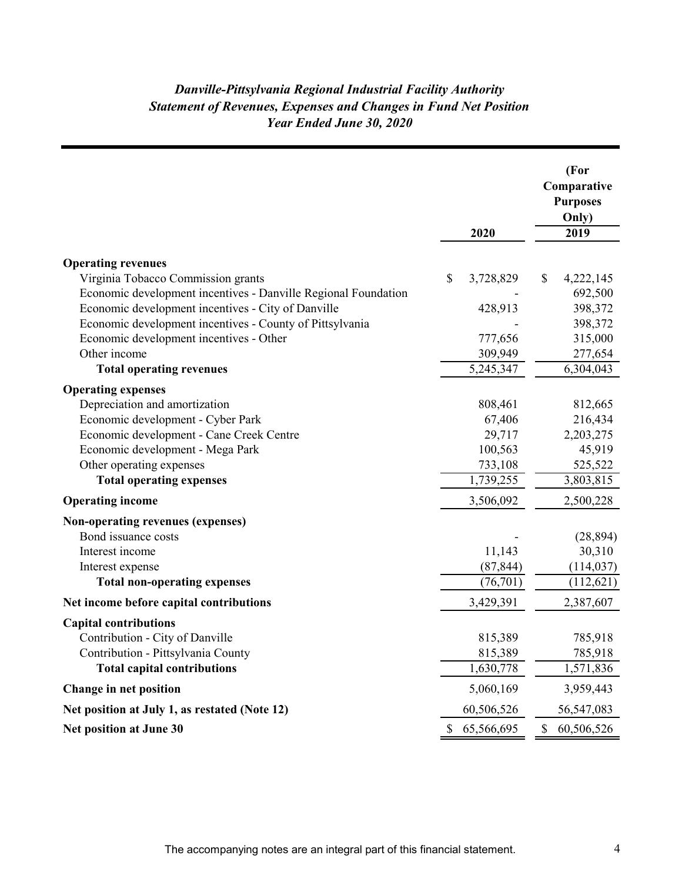# *Danville-Pittsylvania Regional Industrial Facility Authority*
## *Statement of Revenues, Expenses and Changes in Fund Net Position*
### *Year Ended June 30, 2020*

| | 2020 | (For Comparative Purposes Only) 2019 |
|---|---|---|
| **Operating revenues** | | |
| Virginia Tobacco Commission grants | $ 3,728,829 | $ 4,222,145 |
| Economic development incentives - Danville Regional Foundation | - | 692,500 |
| Economic development incentives - City of Danville | 428,913 | 398,372 |
| Economic development incentives - County of Pittsylvania | - | 398,372 |
| Economic development incentives - Other | 777,656 | 315,000 |
| Other income | 309,949 | 277,654 |
| **Total operating revenues** | 5,245,347 | 6,304,043 |
| **Operating expenses** | | |
| Depreciation and amortization | 808,461 | 812,665 |
| Economic development - Cyber Park | 67,406 | 216,434 |
| Economic development - Cane Creek Centre | 29,717 | 2,203,275 |
| Economic development - Mega Park | 100,563 | 45,919 |
| Other operating expenses | 733,108 | 525,522 |
| **Total operating expenses** | 1,739,255 | 3,803,815 |
| **Operating income** | 3,506,092 | 2,500,228 |
| **Non-operating revenues (expenses)** | | |
| Bond issuance costs | - | (28,894) |
| Interest income | 11,143 | 30,310 |
| Interest expense | (87,844) | (114,037) |
| **Total non-operating expenses** | (76,701) | (112,621) |
| **Net income before capital contributions** | 3,429,391 | 2,387,607 |
| **Capital contributions** | | |
| Contribution - City of Danville | 815,389 | 785,918 |
| Contribution - Pittsylvania County | 815,389 | 785,918 |
| **Total capital contributions** | 1,630,778 | 1,571,836 |
| **Change in net position** | 5,060,169 | 3,959,443 |
| **Net position at July 1, as restated (Note 12)** | 60,506,526 | 56,547,083 |
| **Net position at June 30** | $ 65,566,695 | $ 60,506,526 |

The accompanying notes are an integral part of this financial statement.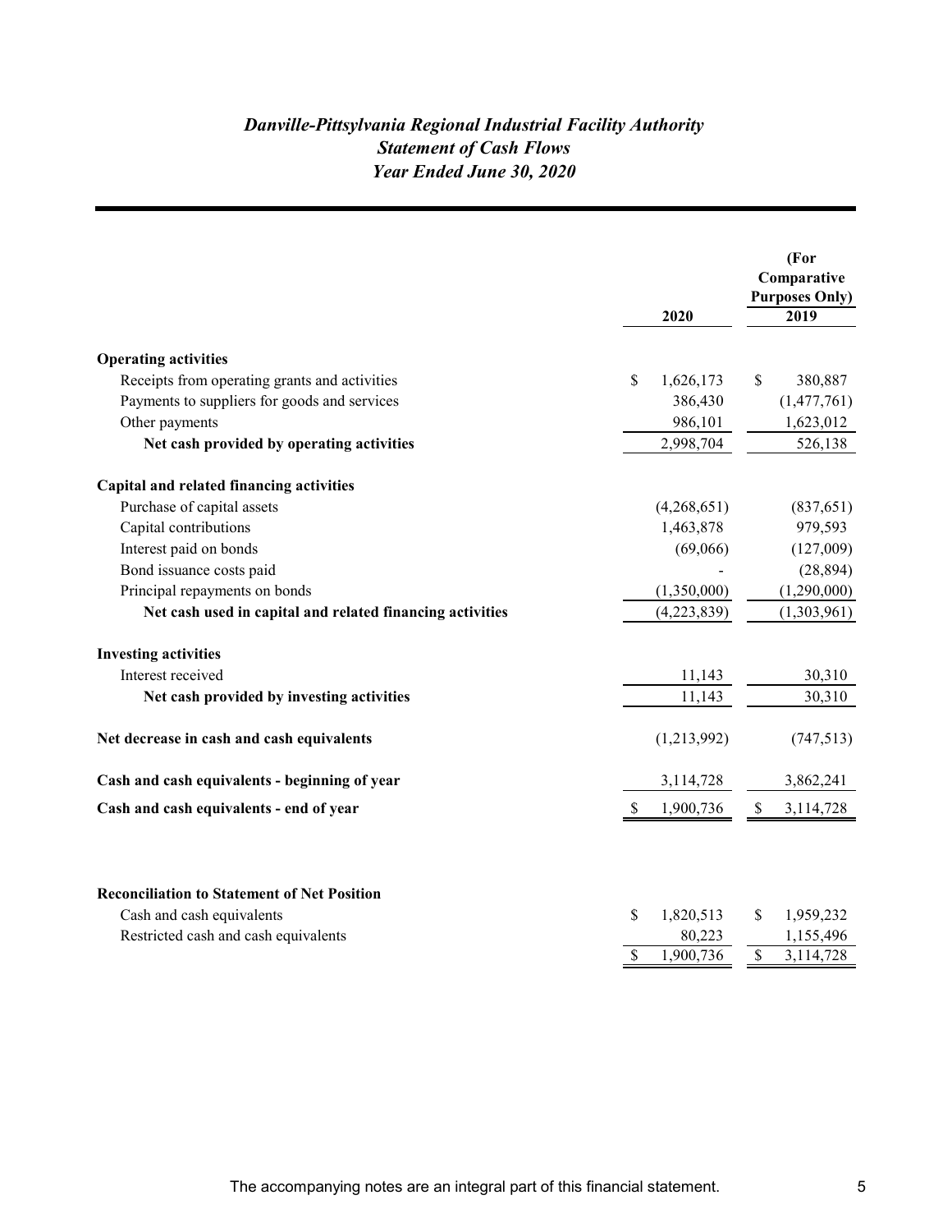# *Danville-Pittsylvania Regional Industrial Facility Authority*
## *Statement of Cash Flows*
### *Year Ended June 30, 2020*

| | 2020 | (For Comparative Purposes Only) 2019 |
|---|---|---|
| **Operating activities** | | |
| Receipts from operating grants and activities | $ 1,626,173 | $ 380,887 |
| Payments to suppliers for goods and services | 386,430 | (1,477,761) |
| Other payments | 986,101 | 1,623,012 |
| **Net cash provided by operating activities** | 2,998,704 | 526,138 |
| **Capital and related financing activities** | | |
| Purchase of capital assets | (4,268,651) | (837,651) |
| Capital contributions | 1,463,878 | 979,593 |
| Interest paid on bonds | (69,066) | (127,009) |
| Bond issuance costs paid | - | (28,894) |
| Principal repayments on bonds | (1,350,000) | (1,290,000) |
| **Net cash used in capital and related financing activities** | (4,223,839) | (1,303,961) |
| **Investing activities** | | |
| Interest received | 11,143 | 30,310 |
| **Net cash provided by investing activities** | 11,143 | 30,310 |
| **Net decrease in cash and cash equivalents** | (1,213,992) | (747,513) |
| **Cash and cash equivalents - beginning of year** | 3,114,728 | 3,862,241 |
| **Cash and cash equivalents - end of year** | $ 1,900,736 | $ 3,114,728 |

| **Reconciliation to Statement of Net Position** | | |
|---|---|---|
| Cash and cash equivalents | $ 1,820,513 | $ 1,959,232 |
| Restricted cash and cash equivalents | 80,223 | 1,155,496 |
| | $ 1,900,736 | $ 3,114,728 |

The accompanying notes are an integral part of this financial statement.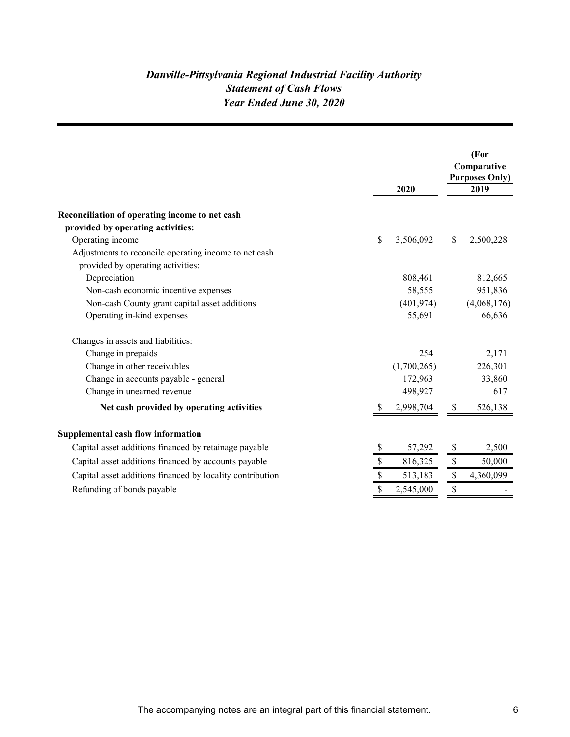# *Danville-Pittsylvania Regional Industrial Facility Authority*
## *Statement of Cash Flows*
## *Year Ended June 30, 2020*

| | 2020 | (For Comparative Purposes Only) 2019 |
|---|---|---|
| **Reconciliation of operating income to net cash provided by operating activities:** | | |
| Operating income | $ 3,506,092 | $ 2,500,228 |
| Adjustments to reconcile operating income to net cash provided by operating activities: | | |
| Depreciation | 808,461 | 812,665 |
| Non-cash economic incentive expenses | 58,555 | 951,836 |
| Non-cash County grant capital asset additions | (401,974) | (4,068,176) |
| Operating in-kind expenses | 55,691 | 66,636 |
| Changes in assets and liabilities: | | |
| Change in prepaids | 254 | 2,171 |
| Change in other receivables | (1,700,265) | 226,301 |
| Change in accounts payable - general | 172,963 | 33,860 |
| Change in unearned revenue | 498,927 | 617 |
| **Net cash provided by operating activities** | $ 2,998,704 | $ 526,138 |
| **Supplemental cash flow information** | | |
| Capital asset additions financed by retainage payable | $ 57,292 | $ 2,500 |
| Capital asset additions financed by accounts payable | $ 816,325 | $ 50,000 |
| Capital asset additions financed by locality contribution | $ 513,183 | $ 4,360,099 |
| Refunding of bonds payable | $ 2,545,000 | $ - |

The accompanying notes are an integral part of this financial statement.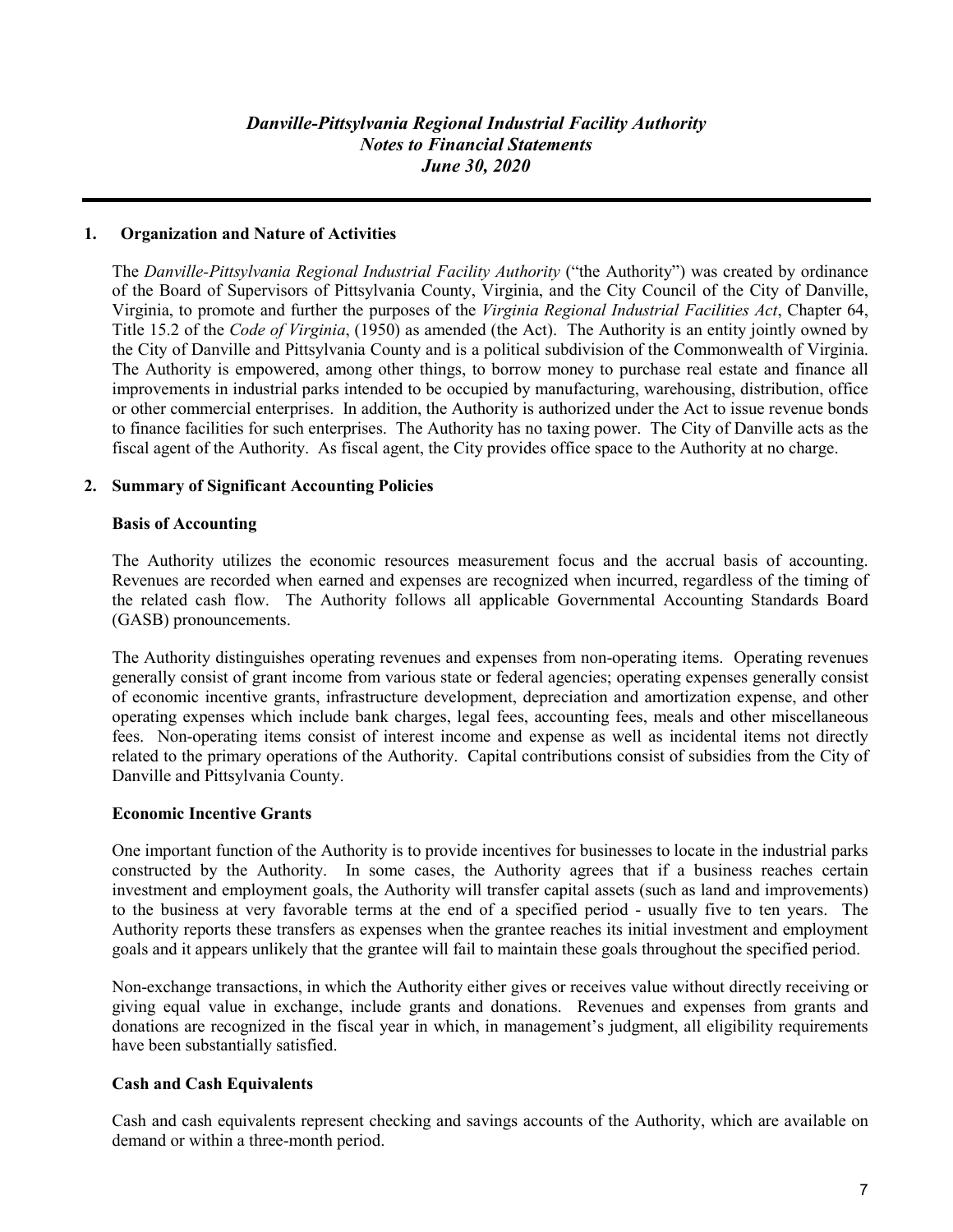***Danville-Pittsylvania Regional Industrial Facility Authority***
***Notes to Financial Statements***
***June 30, 2020***

## 1. Organization and Nature of Activities

The *Danville-Pittsylvania Regional Industrial Facility Authority* ("the Authority") was created by ordinance of the Board of Supervisors of Pittsylvania County, Virginia, and the City Council of the City of Danville, Virginia, to promote and further the purposes of the *Virginia Regional Industrial Facilities Act*, Chapter 64, Title 15.2 of the *Code of Virginia*, (1950) as amended (the Act). The Authority is an entity jointly owned by the City of Danville and Pittsylvania County and is a political subdivision of the Commonwealth of Virginia. The Authority is empowered, among other things, to borrow money to purchase real estate and finance all improvements in industrial parks intended to be occupied by manufacturing, warehousing, distribution, office or other commercial enterprises. In addition, the Authority is authorized under the Act to issue revenue bonds to finance facilities for such enterprises. The Authority has no taxing power. The City of Danville acts as the fiscal agent of the Authority. As fiscal agent, the City provides office space to the Authority at no charge.

## 2. Summary of Significant Accounting Policies

### Basis of Accounting

The Authority utilizes the economic resources measurement focus and the accrual basis of accounting. Revenues are recorded when earned and expenses are recognized when incurred, regardless of the timing of the related cash flow. The Authority follows all applicable Governmental Accounting Standards Board (GASB) pronouncements.

The Authority distinguishes operating revenues and expenses from non-operating items. Operating revenues generally consist of grant income from various state or federal agencies; operating expenses generally consist of economic incentive grants, infrastructure development, depreciation and amortization expense, and other operating expenses which include bank charges, legal fees, accounting fees, meals and other miscellaneous fees. Non-operating items consist of interest income and expense as well as incidental items not directly related to the primary operations of the Authority. Capital contributions consist of subsidies from the City of Danville and Pittsylvania County.

### Economic Incentive Grants

One important function of the Authority is to provide incentives for businesses to locate in the industrial parks constructed by the Authority. In some cases, the Authority agrees that if a business reaches certain investment and employment goals, the Authority will transfer capital assets (such as land and improvements) to the business at very favorable terms at the end of a specified period - usually five to ten years. The Authority reports these transfers as expenses when the grantee reaches its initial investment and employment goals and it appears unlikely that the grantee will fail to maintain these goals throughout the specified period.

Non-exchange transactions, in which the Authority either gives or receives value without directly receiving or giving equal value in exchange, include grants and donations. Revenues and expenses from grants and donations are recognized in the fiscal year in which, in management's judgment, all eligibility requirements have been substantially satisfied.

### Cash and Cash Equivalents

Cash and cash equivalents represent checking and savings accounts of the Authority, which are available on demand or within a three-month period.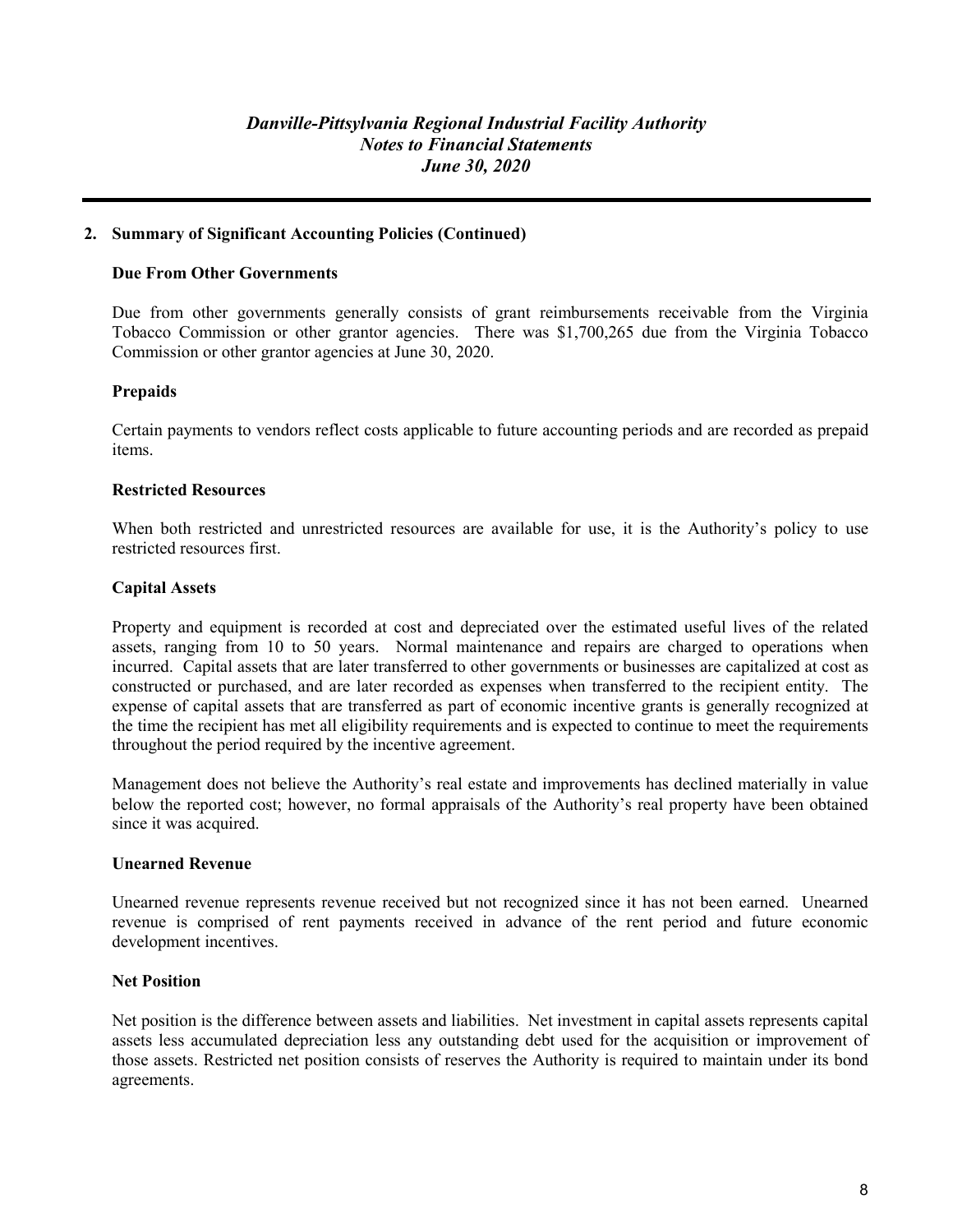## 2. Summary of Significant Accounting Policies (Continued)

### Due From Other Governments

Due from other governments generally consists of grant reimbursements receivable from the Virginia Tobacco Commission or other grantor agencies. There was $1,700,265 due from the Virginia Tobacco Commission or other grantor agencies at June 30, 2020.

### Prepaids

Certain payments to vendors reflect costs applicable to future accounting periods and are recorded as prepaid items.

### Restricted Resources

When both restricted and unrestricted resources are available for use, it is the Authority's policy to use restricted resources first.

### Capital Assets

Property and equipment is recorded at cost and depreciated over the estimated useful lives of the related assets, ranging from 10 to 50 years. Normal maintenance and repairs are charged to operations when incurred. Capital assets that are later transferred to other governments or businesses are capitalized at cost as constructed or purchased, and are later recorded as expenses when transferred to the recipient entity. The expense of capital assets that are transferred as part of economic incentive grants is generally recognized at the time the recipient has met all eligibility requirements and is expected to continue to meet the requirements throughout the period required by the incentive agreement.

Management does not believe the Authority's real estate and improvements has declined materially in value below the reported cost; however, no formal appraisals of the Authority's real property have been obtained since it was acquired.

### Unearned Revenue

Unearned revenue represents revenue received but not recognized since it has not been earned. Unearned revenue is comprised of rent payments received in advance of the rent period and future economic development incentives.

### Net Position

Net position is the difference between assets and liabilities. Net investment in capital assets represents capital assets less accumulated depreciation less any outstanding debt used for the acquisition or improvement of those assets. Restricted net position consists of reserves the Authority is required to maintain under its bond agreements.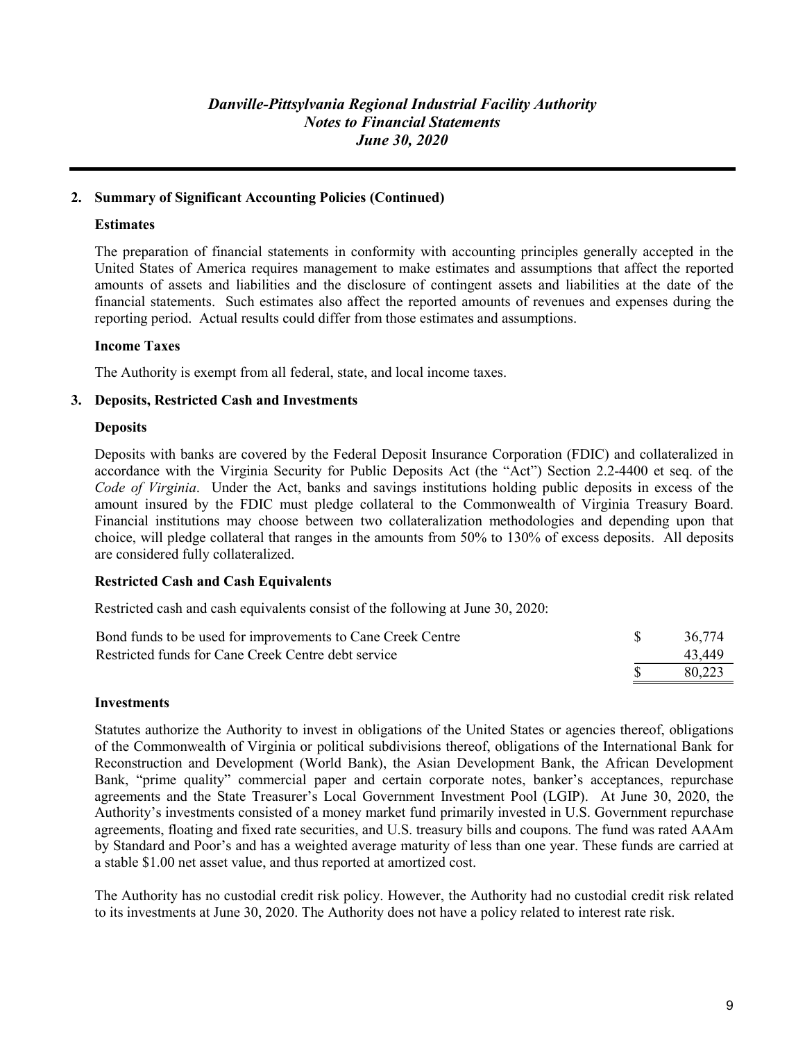## 2. Summary of Significant Accounting Policies (Continued)

### Estimates

The preparation of financial statements in conformity with accounting principles generally accepted in the United States of America requires management to make estimates and assumptions that affect the reported amounts of assets and liabilities and the disclosure of contingent assets and liabilities at the date of the financial statements. Such estimates also affect the reported amounts of revenues and expenses during the reporting period. Actual results could differ from those estimates and assumptions.

### Income Taxes

The Authority is exempt from all federal, state, and local income taxes.

## 3. Deposits, Restricted Cash and Investments

### Deposits

Deposits with banks are covered by the Federal Deposit Insurance Corporation (FDIC) and collateralized in accordance with the Virginia Security for Public Deposits Act (the "Act") Section 2.2-4400 et seq. of the *Code of Virginia*. Under the Act, banks and savings institutions holding public deposits in excess of the amount insured by the FDIC must pledge collateral to the Commonwealth of Virginia Treasury Board. Financial institutions may choose between two collateralization methodologies and depending upon that choice, will pledge collateral that ranges in the amounts from 50% to 130% of excess deposits. All deposits are considered fully collateralized.

### Restricted Cash and Cash Equivalents

Restricted cash and cash equivalents consist of the following at June 30, 2020:

| | |
|---|---|
| Bond funds to be used for improvements to Cane Creek Centre | $ 36,774 |
| Restricted funds for Cane Creek Centre debt service | 43,449 |
| | $ 80,223 |

### Investments

Statutes authorize the Authority to invest in obligations of the United States or agencies thereof, obligations of the Commonwealth of Virginia or political subdivisions thereof, obligations of the International Bank for Reconstruction and Development (World Bank), the Asian Development Bank, the African Development Bank, "prime quality" commercial paper and certain corporate notes, banker's acceptances, repurchase agreements and the State Treasurer's Local Government Investment Pool (LGIP). At June 30, 2020, the Authority's investments consisted of a money market fund primarily invested in U.S. Government repurchase agreements, floating and fixed rate securities, and U.S. treasury bills and coupons. The fund was rated AAAm by Standard and Poor's and has a weighted average maturity of less than one year. These funds are carried at a stable $1.00 net asset value, and thus reported at amortized cost.

The Authority has no custodial credit risk policy. However, the Authority had no custodial credit risk related to its investments at June 30, 2020. The Authority does not have a policy related to interest rate risk.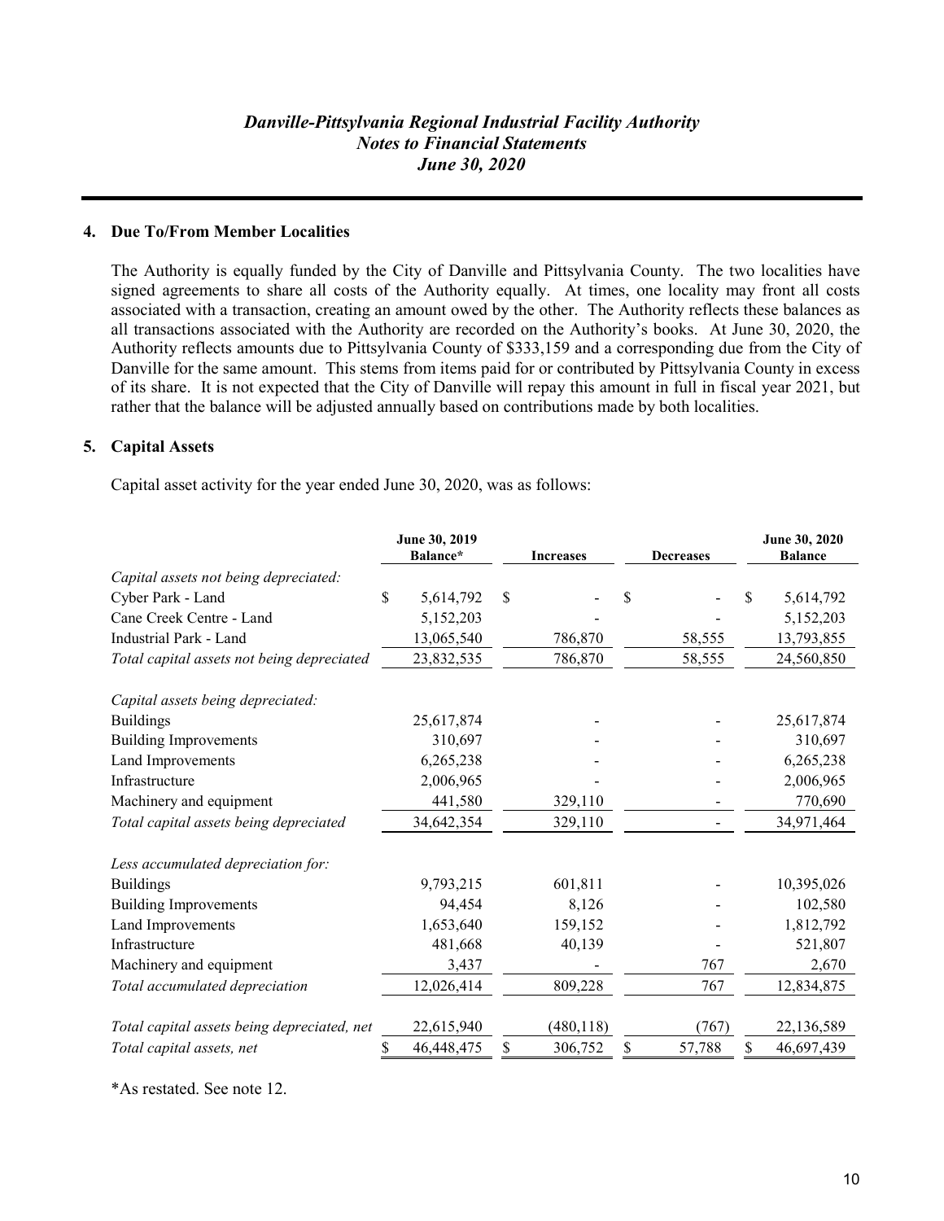## 4. Due To/From Member Localities

The Authority is equally funded by the City of Danville and Pittsylvania County. The two localities have signed agreements to share all costs of the Authority equally. At times, one locality may front all costs associated with a transaction, creating an amount owed by the other. The Authority reflects these balances as all transactions associated with the Authority are recorded on the Authority's books. At June 30, 2020, the Authority reflects amounts due to Pittsylvania County of $333,159 and a corresponding due from the City of Danville for the same amount. This stems from items paid for or contributed by Pittsylvania County in excess of its share. It is not expected that the City of Danville will repay this amount in full in fiscal year 2021, but rather that the balance will be adjusted annually based on contributions made by both localities.

## 5. Capital Assets

Capital asset activity for the year ended June 30, 2020, was as follows:

| | June 30, 2019 Balance* | Increases | Decreases | June 30, 2020 Balance |
|---|---|---|---|---|
| *Capital assets not being depreciated:* | | | | |
| Cyber Park - Land | $ 5,614,792 | $ - | $ - | $ 5,614,792 |
| Cane Creek Centre - Land | 5,152,203 | - | - | 5,152,203 |
| Industrial Park - Land | 13,065,540 | 786,870 | 58,555 | 13,793,855 |
| *Total capital assets not being depreciated* | 23,832,535 | 786,870 | 58,555 | 24,560,850 |
| *Capital assets being depreciated:* | | | | |
| Buildings | 25,617,874 | - | - | 25,617,874 |
| Building Improvements | 310,697 | - | - | 310,697 |
| Land Improvements | 6,265,238 | - | - | 6,265,238 |
| Infrastructure | 2,006,965 | - | - | 2,006,965 |
| Machinery and equipment | 441,580 | 329,110 | - | 770,690 |
| *Total capital assets being depreciated* | 34,642,354 | 329,110 | - | 34,971,464 |
| *Less accumulated depreciation for:* | | | | |
| Buildings | 9,793,215 | 601,811 | - | 10,395,026 |
| Building Improvements | 94,454 | 8,126 | - | 102,580 |
| Land Improvements | 1,653,640 | 159,152 | - | 1,812,792 |
| Infrastructure | 481,668 | 40,139 | - | 521,807 |
| Machinery and equipment | 3,437 | - | 767 | 2,670 |
| *Total accumulated depreciation* | 12,026,414 | 809,228 | 767 | 12,834,875 |
| *Total capital assets being depreciated, net* | 22,615,940 | (480,118) | (767) | 22,136,589 |
| *Total capital assets, net* | $ 46,448,475 | $ 306,752 | $ 57,788 | $ 46,697,439 |

*As restated. See note 12.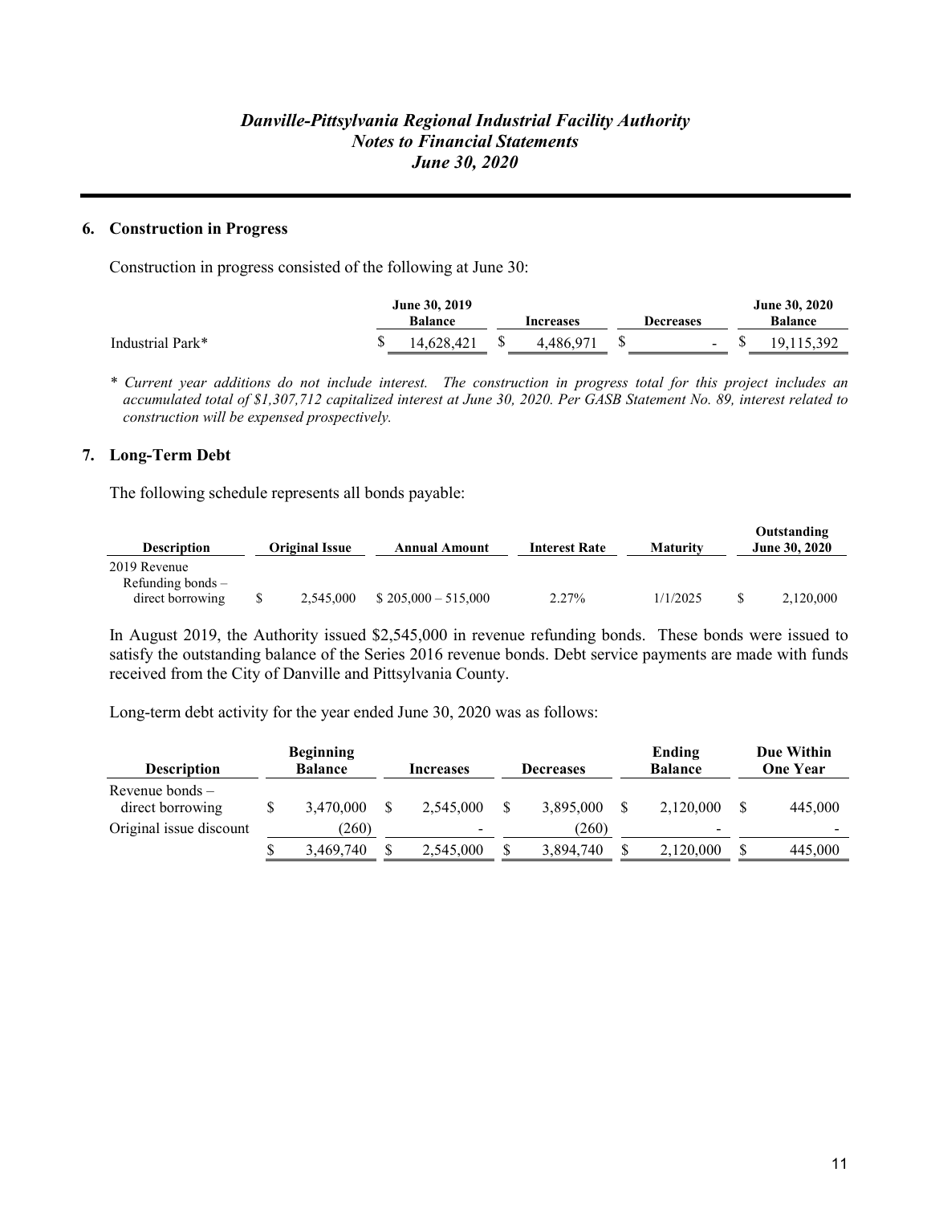*Danville-Pittsylvania Regional Industrial Facility Authority*
*Notes to Financial Statements*
*June 30, 2020*

### 6. Construction in Progress

Construction in progress consisted of the following at June 30:

| | June 30, 2019 Balance | Increases | Decreases | June 30, 2020 Balance |
|---|---|---|---|---|
| Industrial Park* | $ 14,628,421 | $ 4,486,971 | $ - | $ 19,115,392 |

*\* Current year additions do not include interest. The construction in progress total for this project includes an accumulated total of $1,307,712 capitalized interest at June 30, 2020. Per GASB Statement No. 89, interest related to construction will be expensed prospectively.*

### 7. Long-Term Debt

The following schedule represents all bonds payable:

| Description | Original Issue | Annual Amount | Interest Rate | Maturity | Outstanding June 30, 2020 |
|---|---|---|---|---|---|
| 2019 Revenue Refunding bonds – direct borrowing | $ 2,545,000 | $ 205,000 – 515,000 | 2.27% | 1/1/2025 | $ 2,120,000 |

In August 2019, the Authority issued $2,545,000 in revenue refunding bonds. These bonds were issued to satisfy the outstanding balance of the Series 2016 revenue bonds. Debt service payments are made with funds received from the City of Danville and Pittsylvania County.

Long-term debt activity for the year ended June 30, 2020 was as follows:

| Description | Beginning Balance | Increases | Decreases | Ending Balance | Due Within One Year |
|---|---|---|---|---|---|
| Revenue bonds – direct borrowing | $ 3,470,000 | $ 2,545,000 | $ 3,895,000 | $ 2,120,000 | $ 445,000 |
| Original issue discount | (260) | - | (260) | - | - |
| | $ 3,469,740 | $ 2,545,000 | $ 3,894,740 | $ 2,120,000 | $ 445,000 |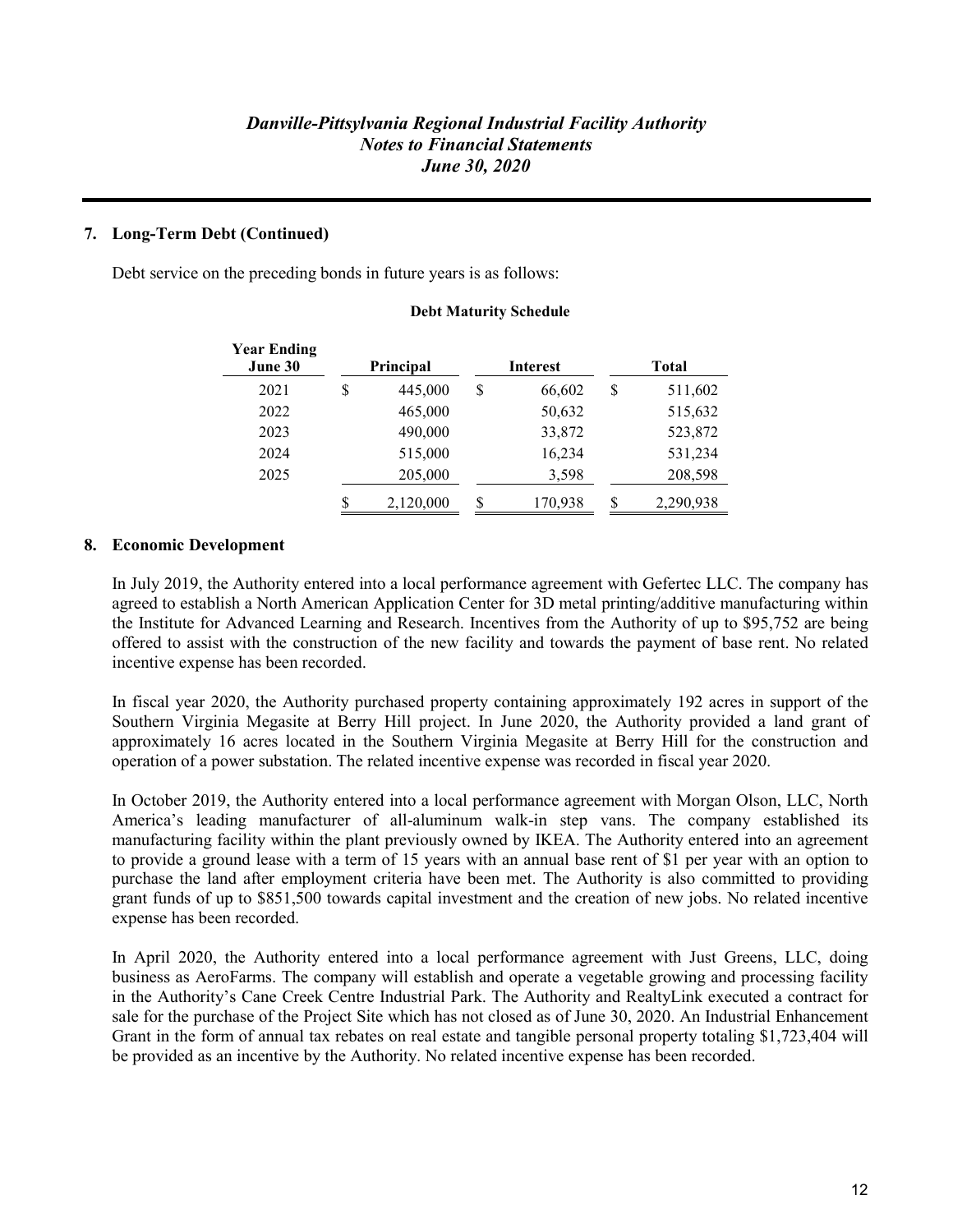## 7. Long-Term Debt (Continued)

Debt service on the preceding bonds in future years is as follows:

**Debt Maturity Schedule**

| Year Ending June 30 | Principal | Interest | Total |
|---|---|---|---|
| 2021 | $ 445,000 | $ 66,602 | $ 511,602 |
| 2022 | 465,000 | 50,632 | 515,632 |
| 2023 | 490,000 | 33,872 | 523,872 |
| 2024 | 515,000 | 16,234 | 531,234 |
| 2025 | 205,000 | 3,598 | 208,598 |
| | $ 2,120,000 | $ 170,938 | $ 2,290,938 |

## 8. Economic Development

In July 2019, the Authority entered into a local performance agreement with Gefertec LLC. The company has agreed to establish a North American Application Center for 3D metal printing/additive manufacturing within the Institute for Advanced Learning and Research. Incentives from the Authority of up to $95,752 are being offered to assist with the construction of the new facility and towards the payment of base rent. No related incentive expense has been recorded.

In fiscal year 2020, the Authority purchased property containing approximately 192 acres in support of the Southern Virginia Megasite at Berry Hill project. In June 2020, the Authority provided a land grant of approximately 16 acres located in the Southern Virginia Megasite at Berry Hill for the construction and operation of a power substation. The related incentive expense was recorded in fiscal year 2020.

In October 2019, the Authority entered into a local performance agreement with Morgan Olson, LLC, North America's leading manufacturer of all-aluminum walk-in step vans. The company established its manufacturing facility within the plant previously owned by IKEA. The Authority entered into an agreement to provide a ground lease with a term of 15 years with an annual base rent of $1 per year with an option to purchase the land after employment criteria have been met. The Authority is also committed to providing grant funds of up to $851,500 towards capital investment and the creation of new jobs. No related incentive expense has been recorded.

In April 2020, the Authority entered into a local performance agreement with Just Greens, LLC, doing business as AeroFarms. The company will establish and operate a vegetable growing and processing facility in the Authority's Cane Creek Centre Industrial Park. The Authority and RealtyLink executed a contract for sale for the purchase of the Project Site which has not closed as of June 30, 2020. An Industrial Enhancement Grant in the form of annual tax rebates on real estate and tangible personal property totaling $1,723,404 will be provided as an incentive by the Authority. No related incentive expense has been recorded.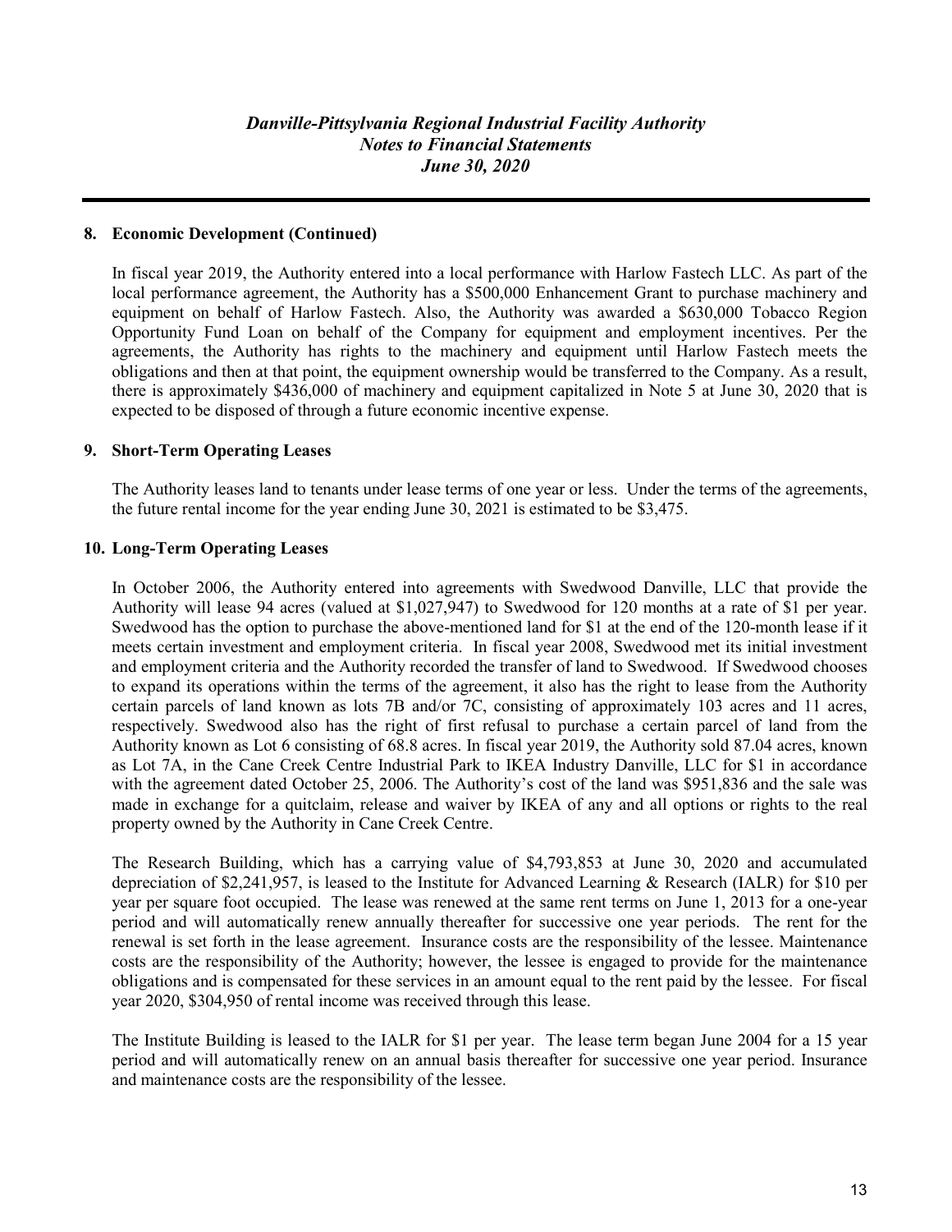## 8. Economic Development (Continued)

In fiscal year 2019, the Authority entered into a local performance with Harlow Fastech LLC. As part of the local performance agreement, the Authority has a $500,000 Enhancement Grant to purchase machinery and equipment on behalf of Harlow Fastech. Also, the Authority was awarded a $630,000 Tobacco Region Opportunity Fund Loan on behalf of the Company for equipment and employment incentives. Per the agreements, the Authority has rights to the machinery and equipment until Harlow Fastech meets the obligations and then at that point, the equipment ownership would be transferred to the Company. As a result, there is approximately $436,000 of machinery and equipment capitalized in Note 5 at June 30, 2020 that is expected to be disposed of through a future economic incentive expense.

## 9. Short-Term Operating Leases

The Authority leases land to tenants under lease terms of one year or less. Under the terms of the agreements, the future rental income for the year ending June 30, 2021 is estimated to be $3,475.

## 10. Long-Term Operating Leases

In October 2006, the Authority entered into agreements with Swedwood Danville, LLC that provide the Authority will lease 94 acres (valued at $1,027,947) to Swedwood for 120 months at a rate of $1 per year. Swedwood has the option to purchase the above-mentioned land for $1 at the end of the 120-month lease if it meets certain investment and employment criteria. In fiscal year 2008, Swedwood met its initial investment and employment criteria and the Authority recorded the transfer of land to Swedwood. If Swedwood chooses to expand its operations within the terms of the agreement, it also has the right to lease from the Authority certain parcels of land known as lots 7B and/or 7C, consisting of approximately 103 acres and 11 acres, respectively. Swedwood also has the right of first refusal to purchase a certain parcel of land from the Authority known as Lot 6 consisting of 68.8 acres. In fiscal year 2019, the Authority sold 87.04 acres, known as Lot 7A, in the Cane Creek Centre Industrial Park to IKEA Industry Danville, LLC for $1 in accordance with the agreement dated October 25, 2006. The Authority's cost of the land was $951,836 and the sale was made in exchange for a quitclaim, release and waiver by IKEA of any and all options or rights to the real property owned by the Authority in Cane Creek Centre.

The Research Building, which has a carrying value of $4,793,853 at June 30, 2020 and accumulated depreciation of $2,241,957, is leased to the Institute for Advanced Learning & Research (IALR) for $10 per year per square foot occupied. The lease was renewed at the same rent terms on June 1, 2013 for a one-year period and will automatically renew annually thereafter for successive one year periods. The rent for the renewal is set forth in the lease agreement. Insurance costs are the responsibility of the lessee. Maintenance costs are the responsibility of the Authority; however, the lessee is engaged to provide for the maintenance obligations and is compensated for these services in an amount equal to the rent paid by the lessee. For fiscal year 2020, $304,950 of rental income was received through this lease.

The Institute Building is leased to the IALR for $1 per year. The lease term began June 2004 for a 15 year period and will automatically renew on an annual basis thereafter for successive one year period. Insurance and maintenance costs are the responsibility of the lessee.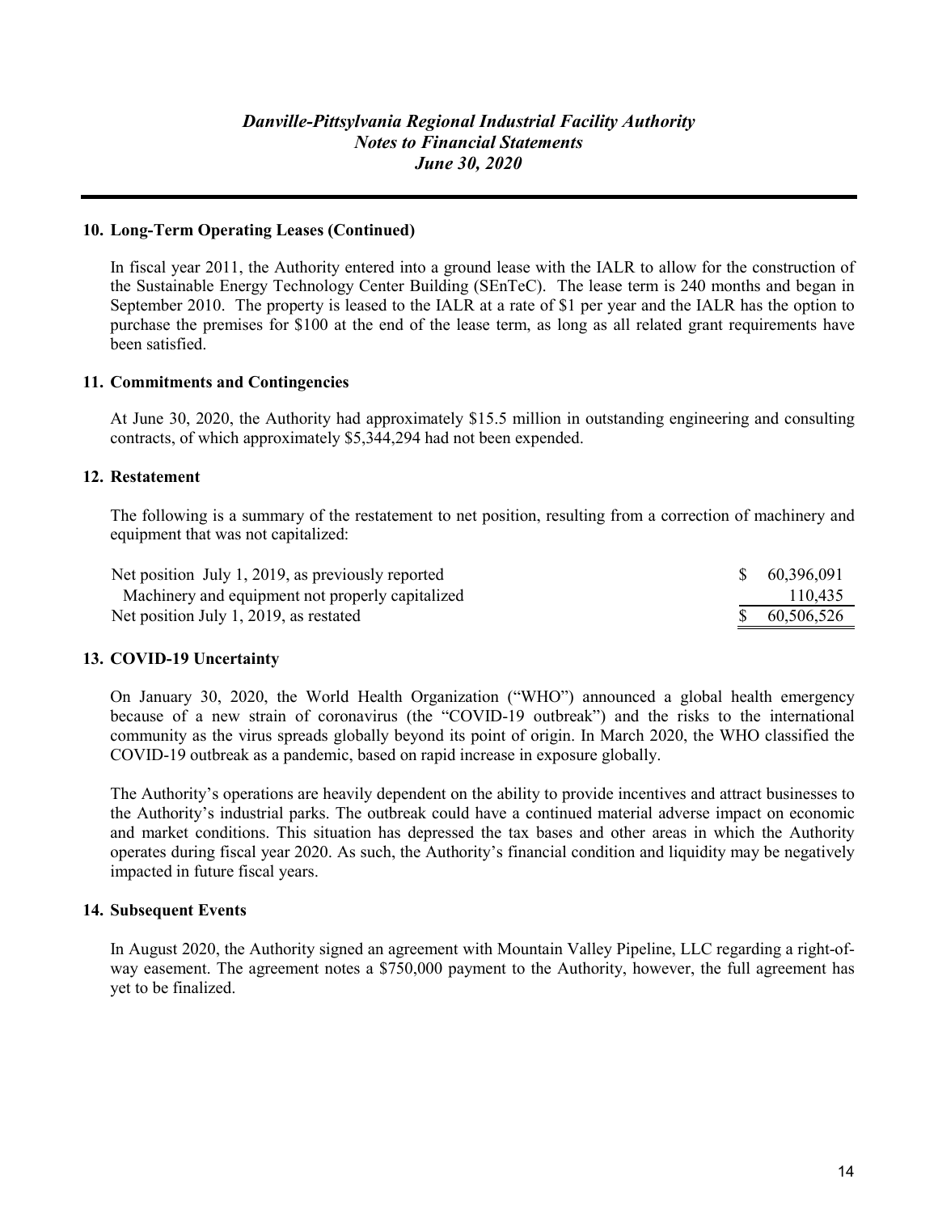## 10. Long-Term Operating Leases (Continued)

In fiscal year 2011, the Authority entered into a ground lease with the IALR to allow for the construction of the Sustainable Energy Technology Center Building (SEnTeC). The lease term is 240 months and began in September 2010. The property is leased to the IALR at a rate of $1 per year and the IALR has the option to purchase the premises for $100 at the end of the lease term, as long as all related grant requirements have been satisfied.

## 11. Commitments and Contingencies

At June 30, 2020, the Authority had approximately $15.5 million in outstanding engineering and consulting contracts, of which approximately $5,344,294 had not been expended.

## 12. Restatement

The following is a summary of the restatement to net position, resulting from a correction of machinery and equipment that was not capitalized:

| | |
|---|---|
| Net position July 1, 2019, as previously reported | $ 60,396,091 |
| Machinery and equipment not properly capitalized | 110,435 |
| Net position July 1, 2019, as restated | $ 60,506,526 |

## 13. COVID-19 Uncertainty

On January 30, 2020, the World Health Organization ("WHO") announced a global health emergency because of a new strain of coronavirus (the "COVID-19 outbreak") and the risks to the international community as the virus spreads globally beyond its point of origin. In March 2020, the WHO classified the COVID-19 outbreak as a pandemic, based on rapid increase in exposure globally.

The Authority's operations are heavily dependent on the ability to provide incentives and attract businesses to the Authority's industrial parks. The outbreak could have a continued material adverse impact on economic and market conditions. This situation has depressed the tax bases and other areas in which the Authority operates during fiscal year 2020. As such, the Authority's financial condition and liquidity may be negatively impacted in future fiscal years.

## 14. Subsequent Events

In August 2020, the Authority signed an agreement with Mountain Valley Pipeline, LLC regarding a right-of-way easement. The agreement notes a $750,000 payment to the Authority, however, the full agreement has yet to be finalized.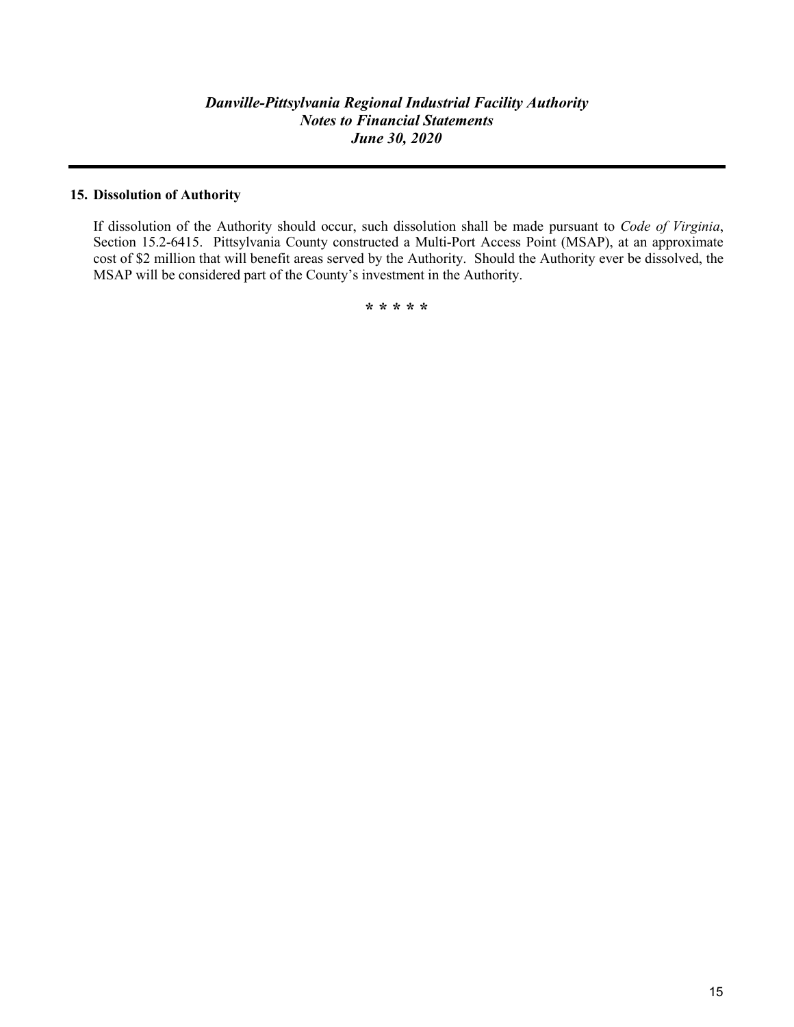## 15. Dissolution of Authority

If dissolution of the Authority should occur, such dissolution shall be made pursuant to *Code of Virginia*, Section 15.2-6415. Pittsylvania County constructed a Multi-Port Access Point (MSAP), at an approximate cost of $2 million that will benefit areas served by the Authority. Should the Authority ever be dissolved, the MSAP will be considered part of the County's investment in the Authority.

\* \* \* \* \*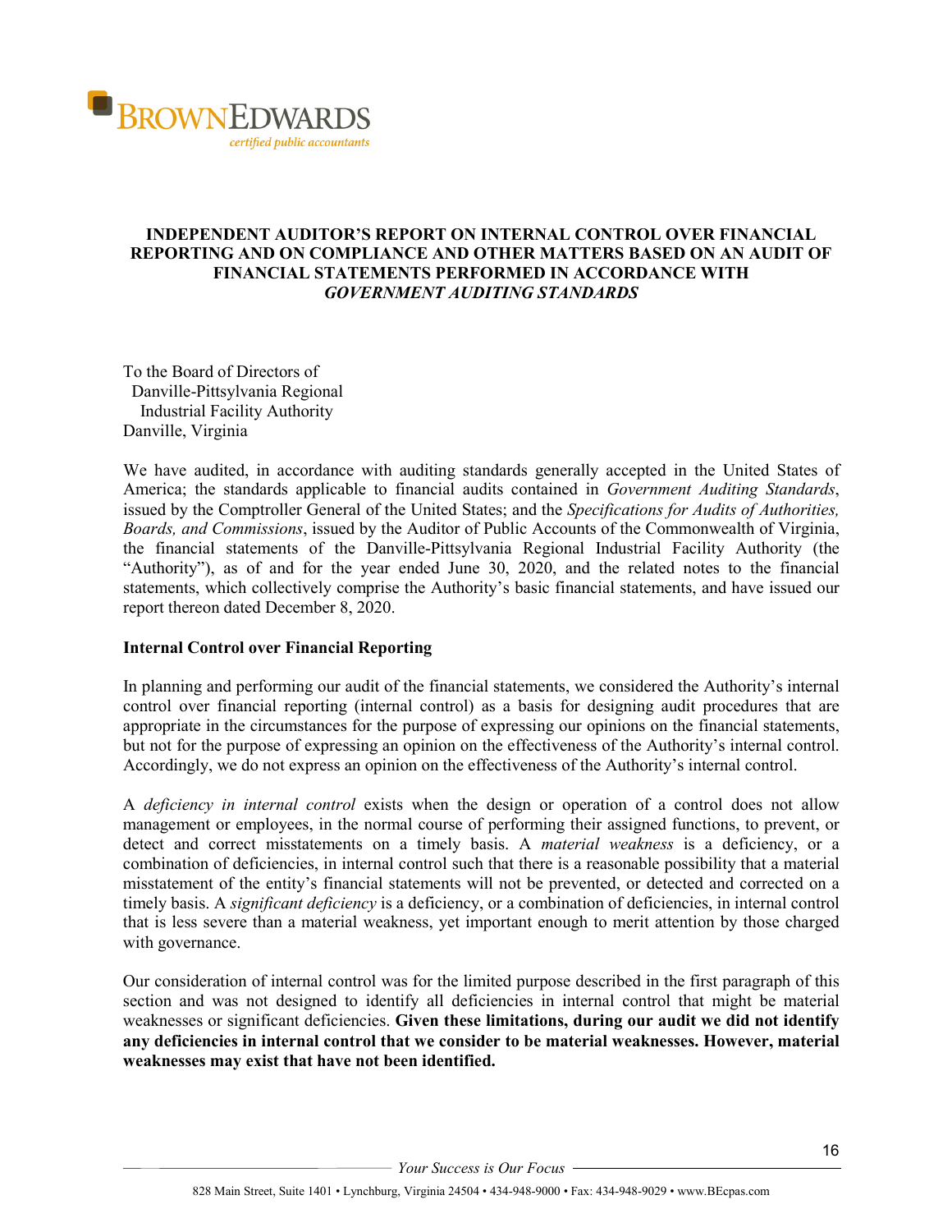**BROWNEDWARDS**

*certified public accountants*

## INDEPENDENT AUDITOR'S REPORT ON INTERNAL CONTROL OVER FINANCIAL REPORTING AND ON COMPLIANCE AND OTHER MATTERS BASED ON AN AUDIT OF FINANCIAL STATEMENTS PERFORMED IN ACCORDANCE WITH *GOVERNMENT AUDITING STANDARDS*

To the Board of Directors of
Danville-Pittsylvania Regional
Industrial Facility Authority
Danville, Virginia

We have audited, in accordance with auditing standards generally accepted in the United States of America; the standards applicable to financial audits contained in *Government Auditing Standards*, issued by the Comptroller General of the United States; and the *Specifications for Audits of Authorities, Boards, and Commissions*, issued by the Auditor of Public Accounts of the Commonwealth of Virginia, the financial statements of the Danville-Pittsylvania Regional Industrial Facility Authority (the "Authority"), as of and for the year ended June 30, 2020, and the related notes to the financial statements, which collectively comprise the Authority's basic financial statements, and have issued our report thereon dated December 8, 2020.

**Internal Control over Financial Reporting**

In planning and performing our audit of the financial statements, we considered the Authority's internal control over financial reporting (internal control) as a basis for designing audit procedures that are appropriate in the circumstances for the purpose of expressing our opinions on the financial statements, but not for the purpose of expressing an opinion on the effectiveness of the Authority's internal control. Accordingly, we do not express an opinion on the effectiveness of the Authority's internal control.

A *deficiency in internal control* exists when the design or operation of a control does not allow management or employees, in the normal course of performing their assigned functions, to prevent, or detect and correct misstatements on a timely basis. A *material weakness* is a deficiency, or a combination of deficiencies, in internal control such that there is a reasonable possibility that a material misstatement of the entity's financial statements will not be prevented, or detected and corrected on a timely basis. A *significant deficiency* is a deficiency, or a combination of deficiencies, in internal control that is less severe than a material weakness, yet important enough to merit attention by those charged with governance.

Our consideration of internal control was for the limited purpose described in the first paragraph of this section and was not designed to identify all deficiencies in internal control that might be material weaknesses or significant deficiencies. **Given these limitations, during our audit we did not identify any deficiencies in internal control that we consider to be material weaknesses. However, material weaknesses may exist that have not been identified.**

*Your Success is Our Focus*

828 Main Street, Suite 1401 • Lynchburg, Virginia 24504 • 434-948-9000 • Fax: 434-948-9029 • www.BEcpas.com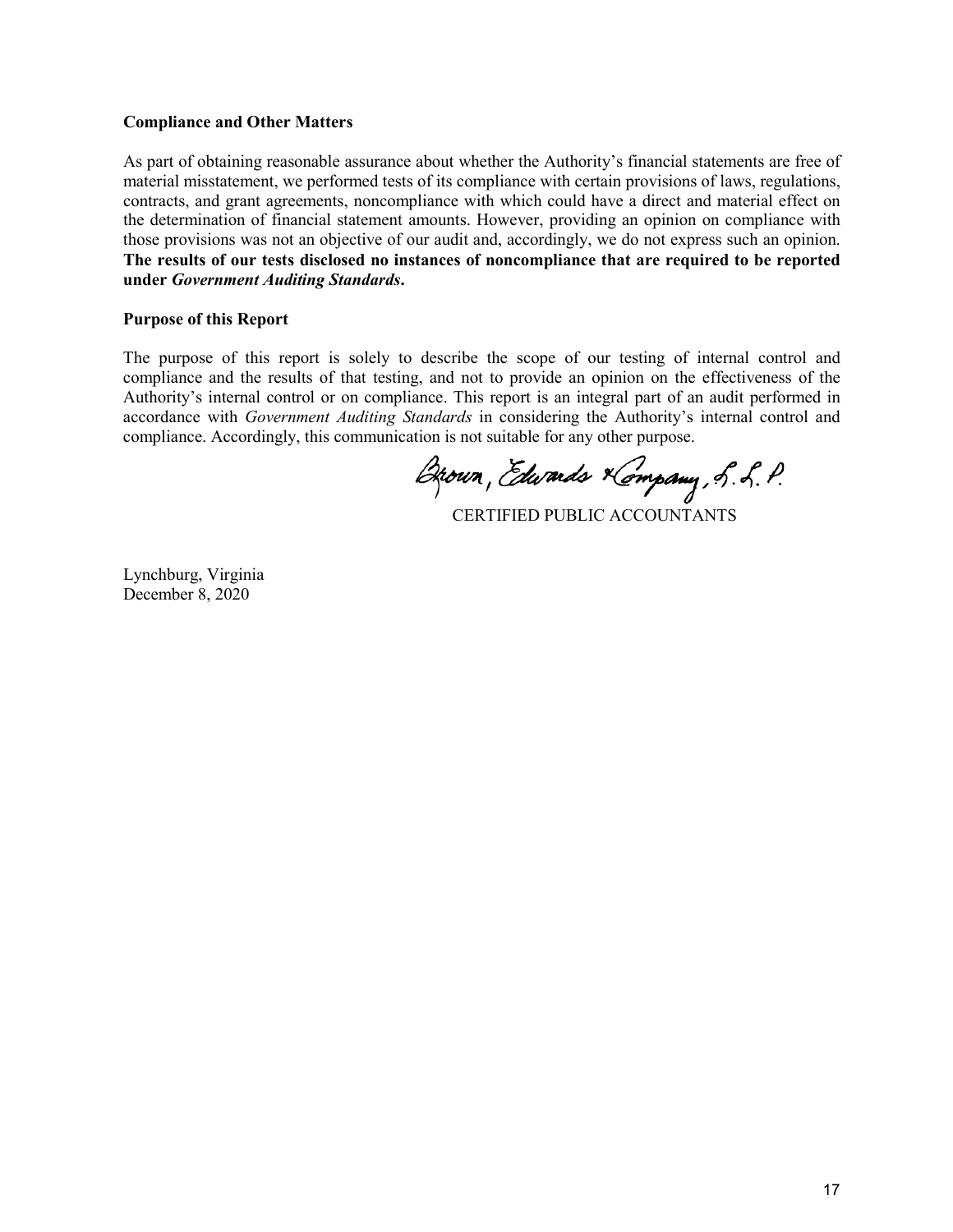**Compliance and Other Matters**

As part of obtaining reasonable assurance about whether the Authority's financial statements are free of material misstatement, we performed tests of its compliance with certain provisions of laws, regulations, contracts, and grant agreements, noncompliance with which could have a direct and material effect on the determination of financial statement amounts. However, providing an opinion on compliance with those provisions was not an objective of our audit and, accordingly, we do not express such an opinion. **The results of our tests disclosed no instances of noncompliance that are required to be reported under *Government Auditing Standards*.**

**Purpose of this Report**

The purpose of this report is solely to describe the scope of our testing of internal control and compliance and the results of that testing, and not to provide an opinion on the effectiveness of the Authority's internal control or on compliance. This report is an integral part of an audit performed in accordance with *Government Auditing Standards* in considering the Authority's internal control and compliance. Accordingly, this communication is not suitable for any other purpose.

Brown, Edwards & Company, L.L.P.

CERTIFIED PUBLIC ACCOUNTANTS

Lynchburg, Virginia
December 8, 2020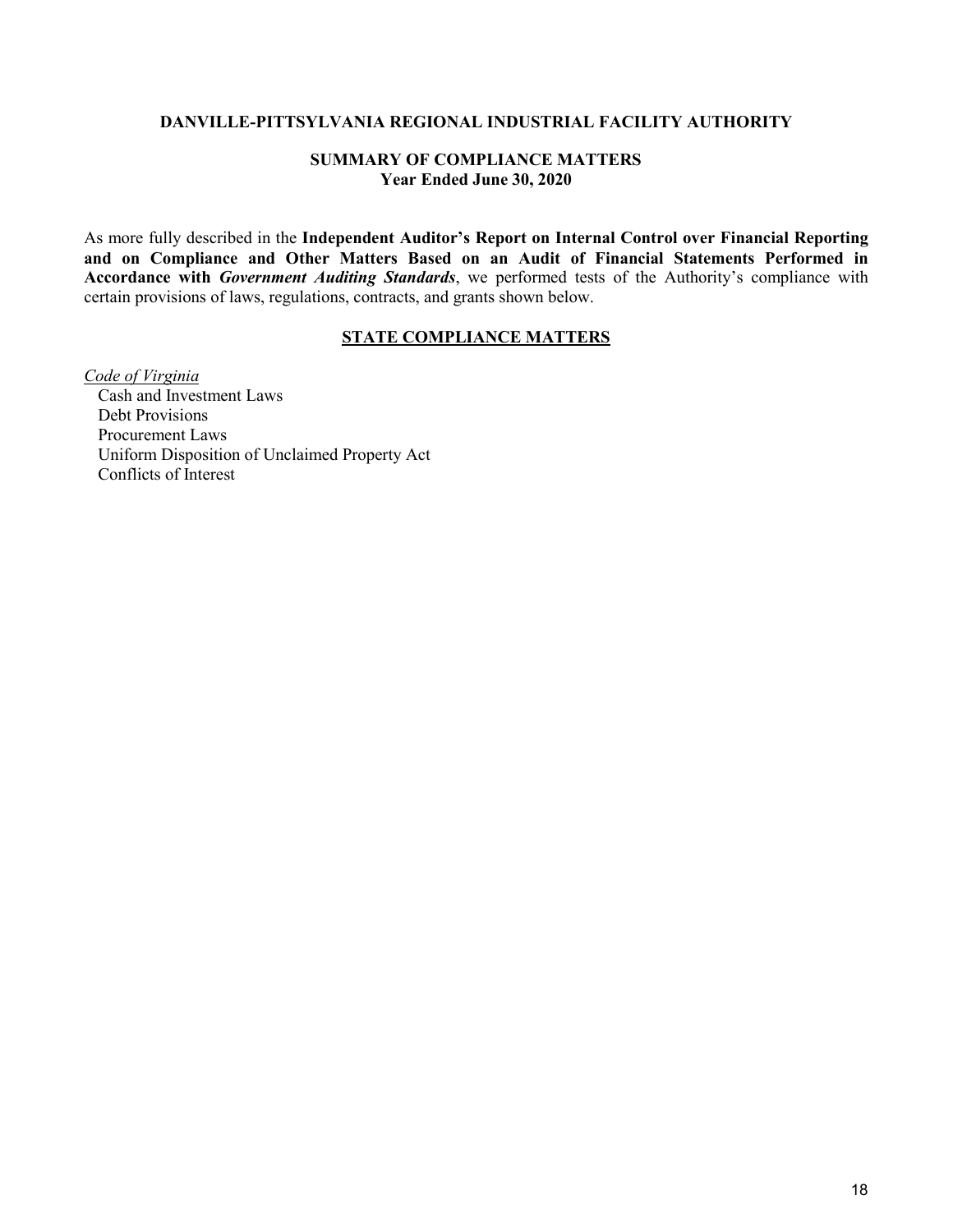**DANVILLE-PITTSYLVANIA REGIONAL INDUSTRIAL FACILITY AUTHORITY**

**SUMMARY OF COMPLIANCE MATTERS**
**Year Ended June 30, 2020**

As more fully described in the **Independent Auditor's Report on Internal Control over Financial Reporting and on Compliance and Other Matters Based on an Audit of Financial Statements Performed in Accordance with *Government Auditing Standards***, we performed tests of the Authority's compliance with certain provisions of laws, regulations, contracts, and grants shown below.

**STATE COMPLIANCE MATTERS**

*Code of Virginia*
Cash and Investment Laws
Debt Provisions
Procurement Laws
Uniform Disposition of Unclaimed Property Act
Conflicts of Interest